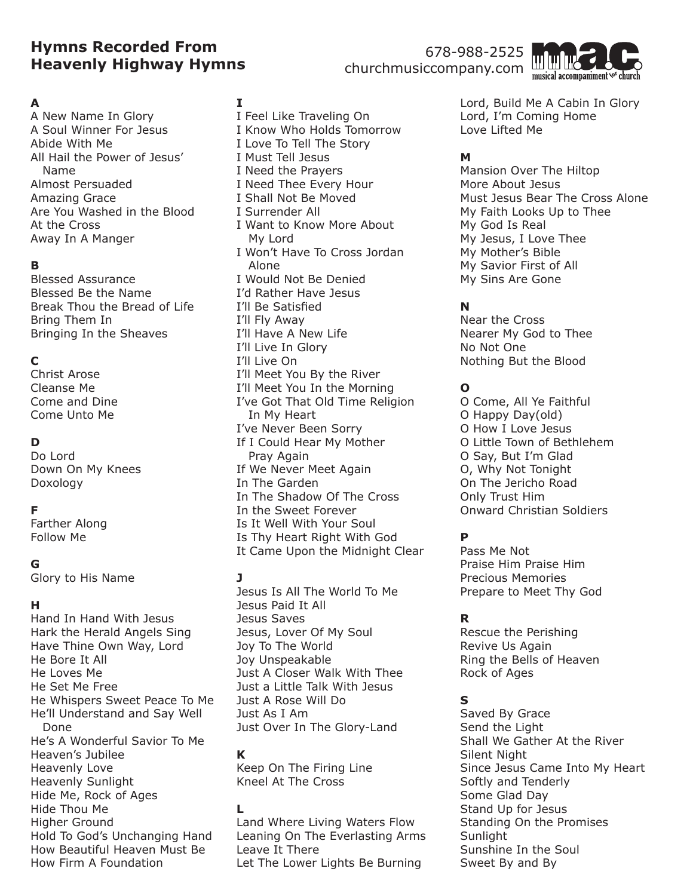# Hymns Recorded From Heavenly Highway Hymns

678-988-2525
churchmusiccompany.com

m.a.c. musical accompaniment for church

**A**

A New Name In Glory
A Soul Winner For Jesus
Abide With Me
All Hail the Power of Jesus' Name
Almost Persuaded
Amazing Grace
Are You Washed in the Blood
At the Cross
Away In A Manger

**B**

Blessed Assurance
Blessed Be the Name
Break Thou the Bread of Life
Bring Them In
Bringing In the Sheaves

**C**

Christ Arose
Cleanse Me
Come and Dine
Come Unto Me

**D**

Do Lord
Down On My Knees
Doxology

**F**

Farther Along
Follow Me

**G**

Glory to His Name

**H**

Hand In Hand With Jesus
Hark the Herald Angels Sing
Have Thine Own Way, Lord
He Bore It All
He Loves Me
He Set Me Free
He Whispers Sweet Peace To Me
He'll Understand and Say Well Done
He's A Wonderful Savior To Me
Heaven's Jubilee
Heavenly Love
Heavenly Sunlight
Hide Me, Rock of Ages
Hide Thou Me
Higher Ground
Hold To God's Unchanging Hand
How Beautiful Heaven Must Be
How Firm A Foundation

**I**

I Feel Like Traveling On
I Know Who Holds Tomorrow
I Love To Tell The Story
I Must Tell Jesus
I Need the Prayers
I Need Thee Every Hour
I Shall Not Be Moved
I Surrender All
I Want to Know More About My Lord
I Won't Have To Cross Jordan Alone
I Would Not Be Denied
I'd Rather Have Jesus
I'll Be Satisfied
I'll Fly Away
I'll Have A New Life
I'll Live In Glory
I'll Live On
I'll Meet You By the River
I'll Meet You In the Morning
I've Got That Old Time Religion In My Heart
I've Never Been Sorry
If I Could Hear My Mother Pray Again
If We Never Meet Again
In The Garden
In The Shadow Of The Cross
In the Sweet Forever
Is It Well With Your Soul
Is Thy Heart Right With God
It Came Upon the Midnight Clear

**J**

Jesus Is All The World To Me
Jesus Paid It All
Jesus Saves
Jesus, Lover Of My Soul
Joy To The World
Joy Unspeakable
Just A Closer Walk With Thee
Just a Little Talk With Jesus
Just A Rose Will Do
Just As I Am
Just Over In The Glory-Land

**K**

Keep On The Firing Line
Kneel At The Cross

**L**

Land Where Living Waters Flow
Leaning On The Everlasting Arms
Leave It There
Let The Lower Lights Be Burning
Lord, Build Me A Cabin In Glory
Lord, I'm Coming Home
Love Lifted Me

**M**

Mansion Over The Hiltop
More About Jesus
Must Jesus Bear The Cross Alone
My Faith Looks Up to Thee
My God Is Real
My Jesus, I Love Thee
My Mother's Bible
My Savior First of All
My Sins Are Gone

**N**

Near the Cross
Nearer My God to Thee
No Not One
Nothing But the Blood

**O**

O Come, All Ye Faithful
O Happy Day(old)
O How I Love Jesus
O Little Town of Bethlehem
O Say, But I'm Glad
O, Why Not Tonight
On The Jericho Road
Only Trust Him
Onward Christian Soldiers

**P**

Pass Me Not
Praise Him Praise Him
Precious Memories
Prepare to Meet Thy God

**R**

Rescue the Perishing
Revive Us Again
Ring the Bells of Heaven
Rock of Ages

**S**

Saved By Grace
Send the Light
Shall We Gather At the River
Silent Night
Since Jesus Came Into My Heart
Softly and Tenderly
Some Glad Day
Stand Up for Jesus
Standing On the Promises
Sunlight
Sunshine In the Soul
Sweet By and By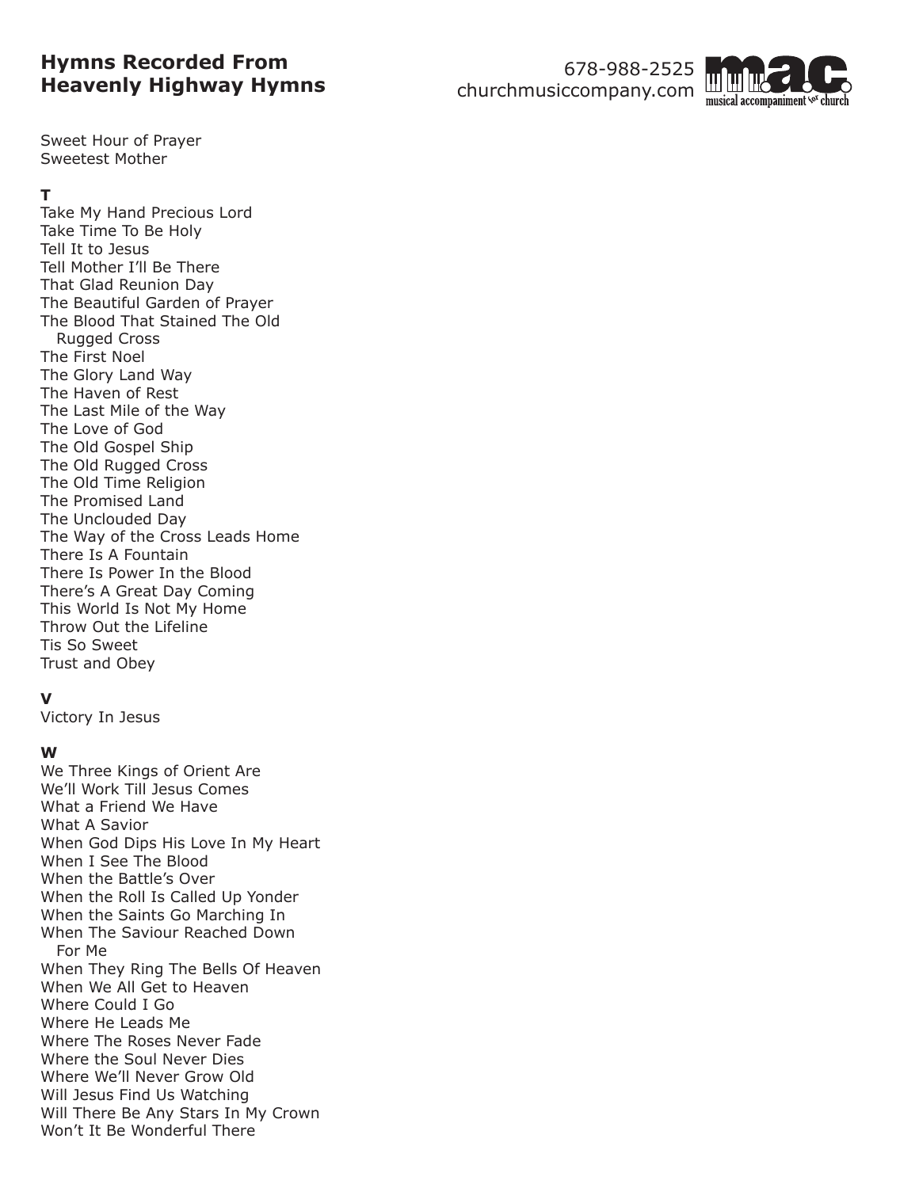Sweet Hour of Prayer
Sweetest Mother

**T**

Take My Hand Precious Lord
Take Time To Be Holy
Tell It to Jesus
Tell Mother I'll Be There
That Glad Reunion Day
The Beautiful Garden of Prayer
The Blood That Stained The Old Rugged Cross
The First Noel
The Glory Land Way
The Haven of Rest
The Last Mile of the Way
The Love of God
The Old Gospel Ship
The Old Rugged Cross
The Old Time Religion
The Promised Land
The Unclouded Day
The Way of the Cross Leads Home
There Is A Fountain
There Is Power In the Blood
There's A Great Day Coming
This World Is Not My Home
Throw Out the Lifeline
Tis So Sweet
Trust and Obey

**V**

Victory In Jesus

**W**

We Three Kings of Orient Are
We'll Work Till Jesus Comes
What a Friend We Have
What A Savior
When God Dips His Love In My Heart
When I See The Blood
When the Battle's Over
When the Roll Is Called Up Yonder
When the Saints Go Marching In
When The Saviour Reached Down For Me
When They Ring The Bells Of Heaven
When We All Get to Heaven
Where Could I Go
Where He Leads Me
Where The Roses Never Fade
Where the Soul Never Dies
Where We'll Never Grow Old
Will Jesus Find Us Watching
Will There Be Any Stars In My Crown
Won't It Be Wonderful There